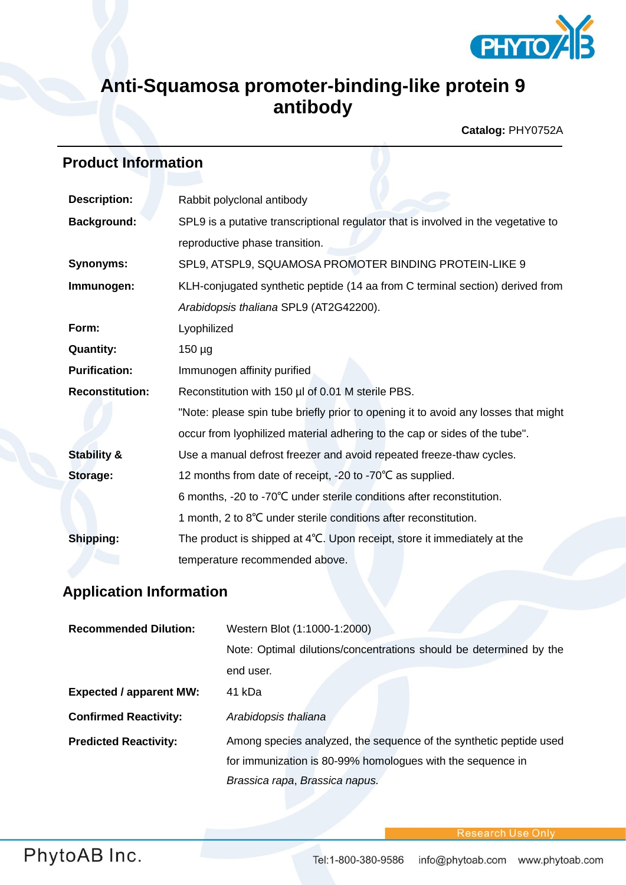# Anti-Squamosa promoter-binding-like protein 9 antibody

**Catalog:** PHY0752A

## Product Information

| | |
|---|---|
| **Description:** | Rabbit polyclonal antibody |
| **Background:** | SPL9 is a putative transcriptional regulator that is involved in the vegetative to reproductive phase transition. |
| **Synonyms:** | SPL9, ATSPL9, SQUAMOSA PROMOTER BINDING PROTEIN-LIKE 9 |
| **Immunogen:** | KLH-conjugated synthetic peptide (14 aa from C terminal section) derived from *Arabidopsis thaliana* SPL9 (AT2G42200). |
| **Form:** | Lyophilized |
| **Quantity:** | 150 µg |
| **Purification:** | Immunogen affinity purified |
| **Reconstitution:** | Reconstitution with 150 µl of 0.01 M sterile PBS. "Note: please spin tube briefly prior to opening it to avoid any losses that might occur from lyophilized material adhering to the cap or sides of the tube". |
| **Stability & Storage:** | Use a manual defrost freezer and avoid repeated freeze-thaw cycles. 12 months from date of receipt, -20 to -70℃ as supplied. 6 months, -20 to -70℃ under sterile conditions after reconstitution. 1 month, 2 to 8℃ under sterile conditions after reconstitution. |
| **Shipping:** | The product is shipped at 4℃. Upon receipt, store it immediately at the temperature recommended above. |

## Application Information

| | |
|---|---|
| **Recommended Dilution:** | Western Blot (1:1000-1:2000) Note: Optimal dilutions/concentrations should be determined by the end user. |
| **Expected / apparent MW:** | 41 kDa |
| **Confirmed Reactivity:** | *Arabidopsis thaliana* |
| **Predicted Reactivity:** | Among species analyzed, the sequence of the synthetic peptide used for immunization is 80-99% homologues with the sequence in *Brassica rapa*, *Brassica napus.* |

Research Use Only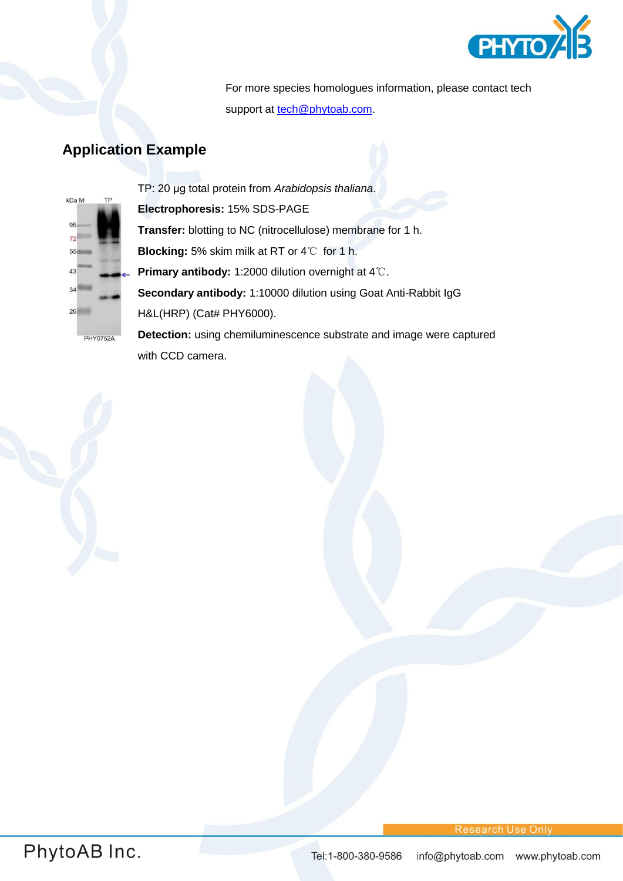For more species homologues information, please contact tech support at tech@phytoab.com.

## Application Example

kDa M TP

95

72

55

43

34

26

PHY0752A

TP: 20 µg total protein from *Arabidopsis thaliana*.

**Electrophoresis:** 15% SDS-PAGE

**Transfer:** blotting to NC (nitrocellulose) membrane for 1 h.

**Blocking:** 5% skim milk at RT or 4℃ for 1 h.

**Primary antibody:** 1:2000 dilution overnight at 4℃.

**Secondary antibody:** 1:10000 dilution using Goat Anti-Rabbit IgG H&L(HRP) (Cat# PHY6000).

**Detection:** using chemiluminescence substrate and image were captured with CCD camera.

Research Use Only

PhytoAB Inc.

Tel:1-800-380-9586 info@phytoab.com www.phytoab.com